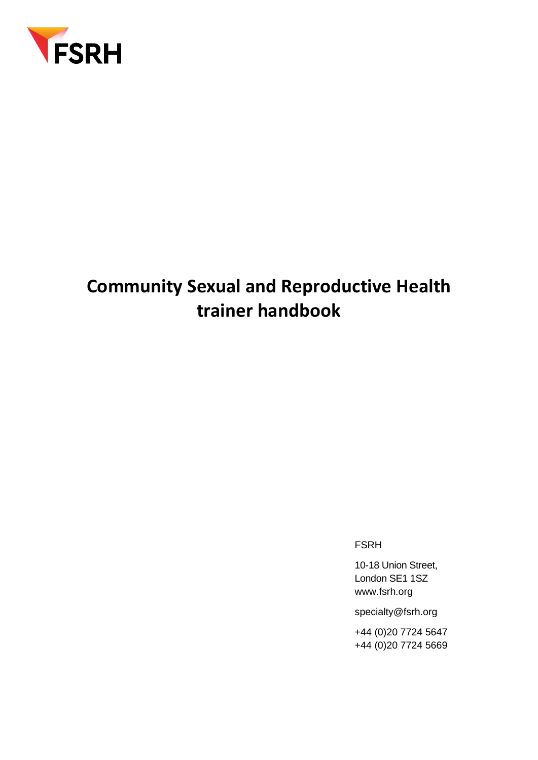FSRH

# Community Sexual and Reproductive Health trainer handbook

FSRH

10-18 Union Street,
London SE1 1SZ
www.fsrh.org

specialty@fsrh.org

+44 (0)20 7724 5647
+44 (0)20 7724 5669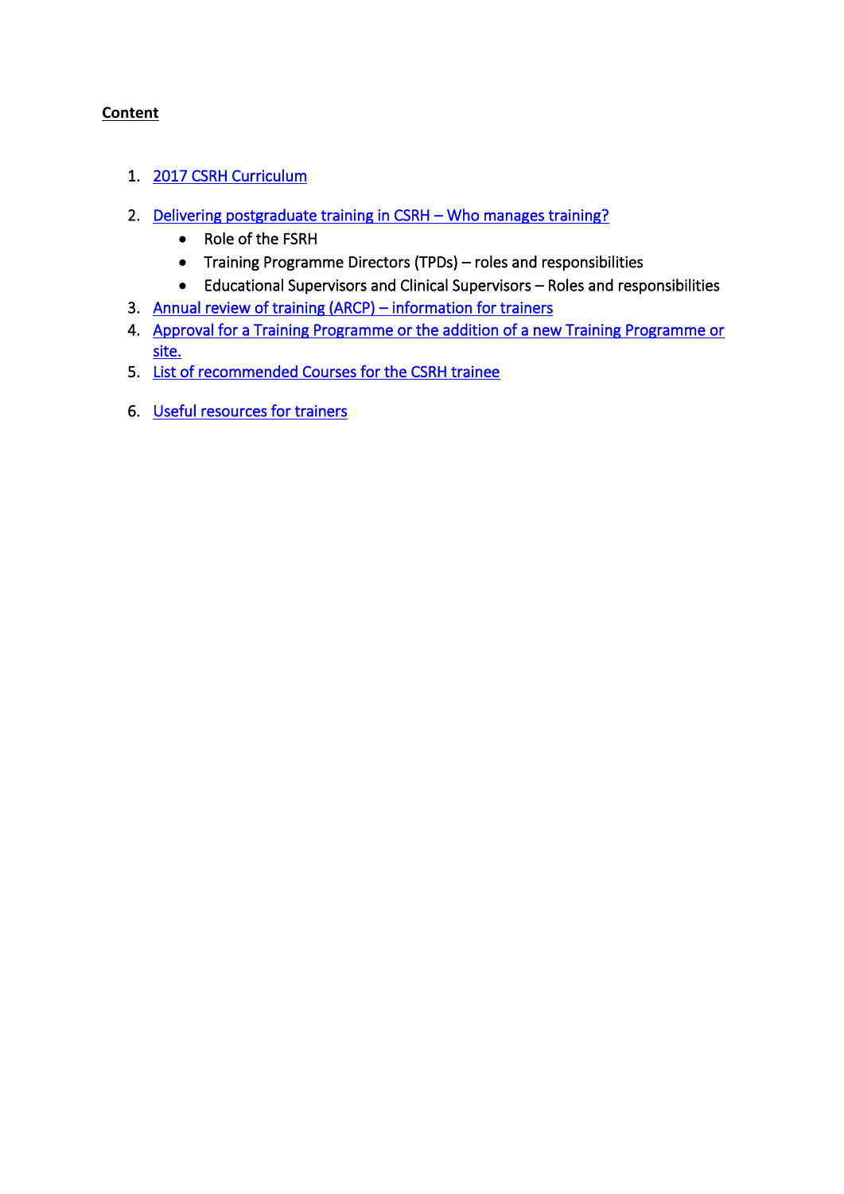**Content**

1. 2017 CSRH Curriculum

2. Delivering postgraduate training in CSRH – Who manages training?
    - Role of the FSRH
    - Training Programme Directors (TPDs) – roles and responsibilities
    - Educational Supervisors and Clinical Supervisors – Roles and responsibilities
3. Annual review of training (ARCP) – information for trainers
4. Approval for a Training Programme or the addition of a new Training Programme or site.
5. List of recommended Courses for the CSRH trainee

6. Useful resources for trainers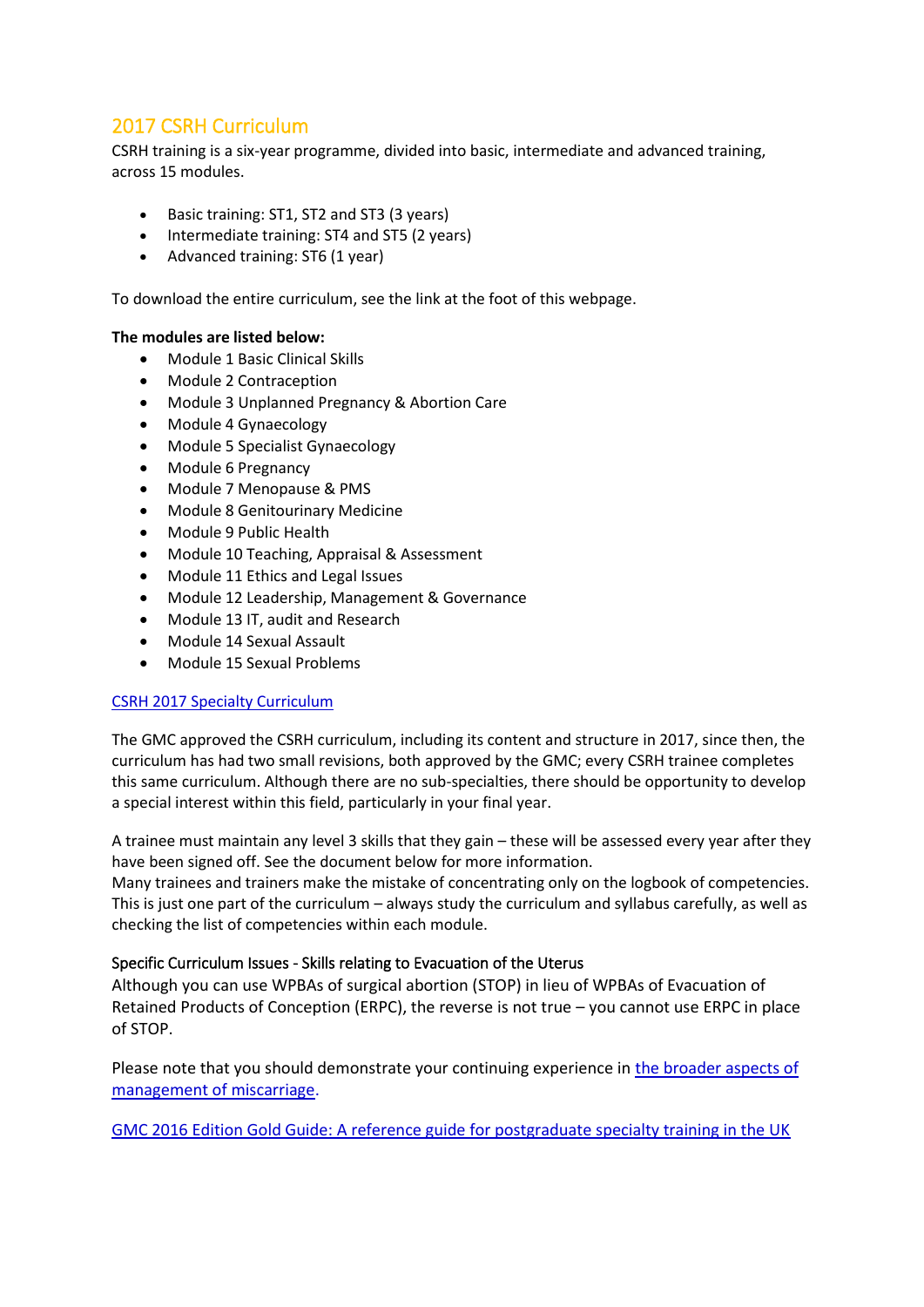## 2017 CSRH Curriculum

CSRH training is a six-year programme, divided into basic, intermediate and advanced training, across 15 modules.

- Basic training: ST1, ST2 and ST3 (3 years)
- Intermediate training: ST4 and ST5 (2 years)
- Advanced training: ST6 (1 year)

To download the entire curriculum, see the link at the foot of this webpage.

**The modules are listed below:**

- Module 1 Basic Clinical Skills
- Module 2 Contraception
- Module 3 Unplanned Pregnancy & Abortion Care
- Module 4 Gynaecology
- Module 5 Specialist Gynaecology
- Module 6 Pregnancy
- Module 7 Menopause & PMS
- Module 8 Genitourinary Medicine
- Module 9 Public Health
- Module 10 Teaching, Appraisal & Assessment
- Module 11 Ethics and Legal Issues
- Module 12 Leadership, Management & Governance
- Module 13 IT, audit and Research
- Module 14 Sexual Assault
- Module 15 Sexual Problems

CSRH 2017 Specialty Curriculum

The GMC approved the CSRH curriculum, including its content and structure in 2017, since then, the curriculum has had two small revisions, both approved by the GMC; every CSRH trainee completes this same curriculum. Although there are no sub-specialties, there should be opportunity to develop a special interest within this field, particularly in your final year.

A trainee must maintain any level 3 skills that they gain – these will be assessed every year after they have been signed off. See the document below for more information.
Many trainees and trainers make the mistake of concentrating only on the logbook of competencies. This is just one part of the curriculum – always study the curriculum and syllabus carefully, as well as checking the list of competencies within each module.

Specific Curriculum Issues - Skills relating to Evacuation of the Uterus
Although you can use WPBAs of surgical abortion (STOP) in lieu of WPBAs of Evacuation of Retained Products of Conception (ERPC), the reverse is not true – you cannot use ERPC in place of STOP.

Please note that you should demonstrate your continuing experience in the broader aspects of management of miscarriage.

GMC 2016 Edition Gold Guide: A reference guide for postgraduate specialty training in the UK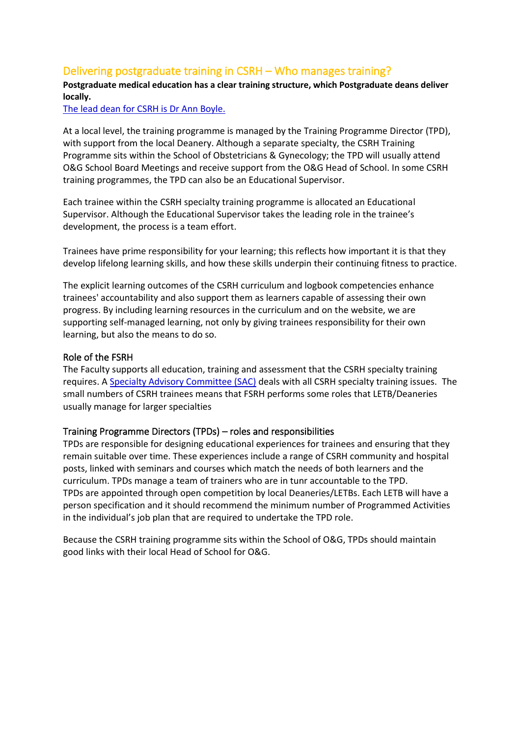## Delivering postgraduate training in CSRH – Who manages training?

**Postgraduate medical education has a clear training structure, which Postgraduate deans deliver locally.**

The lead dean for CSRH is Dr Ann Boyle.

At a local level, the training programme is managed by the Training Programme Director (TPD), with support from the local Deanery. Although a separate specialty, the CSRH Training Programme sits within the School of Obstetricians & Gynecology; the TPD will usually attend O&G School Board Meetings and receive support from the O&G Head of School. In some CSRH training programmes, the TPD can also be an Educational Supervisor.

Each trainee within the CSRH specialty training programme is allocated an Educational Supervisor. Although the Educational Supervisor takes the leading role in the trainee's development, the process is a team effort.

Trainees have prime responsibility for your learning; this reflects how important it is that they develop lifelong learning skills, and how these skills underpin their continuing fitness to practice.

The explicit learning outcomes of the CSRH curriculum and logbook competencies enhance trainees' accountability and also support them as learners capable of assessing their own progress. By including learning resources in the curriculum and on the website, we are supporting self-managed learning, not only by giving trainees responsibility for their own learning, but also the means to do so.

### Role of the FSRH

The Faculty supports all education, training and assessment that the CSRH specialty training requires. A Specialty Advisory Committee (SAC) deals with all CSRH specialty training issues. The small numbers of CSRH trainees means that FSRH performs some roles that LETB/Deaneries usually manage for larger specialties

### Training Programme Directors (TPDs) – roles and responsibilities

TPDs are responsible for designing educational experiences for trainees and ensuring that they remain suitable over time. These experiences include a range of CSRH community and hospital posts, linked with seminars and courses which match the needs of both learners and the curriculum. TPDs manage a team of trainers who are in tunr accountable to the TPD.
TPDs are appointed through open competition by local Deaneries/LETBs. Each LETB will have a person specification and it should recommend the minimum number of Programmed Activities in the individual's job plan that are required to undertake the TPD role.

Because the CSRH training programme sits within the School of O&G, TPDs should maintain good links with their local Head of School for O&G.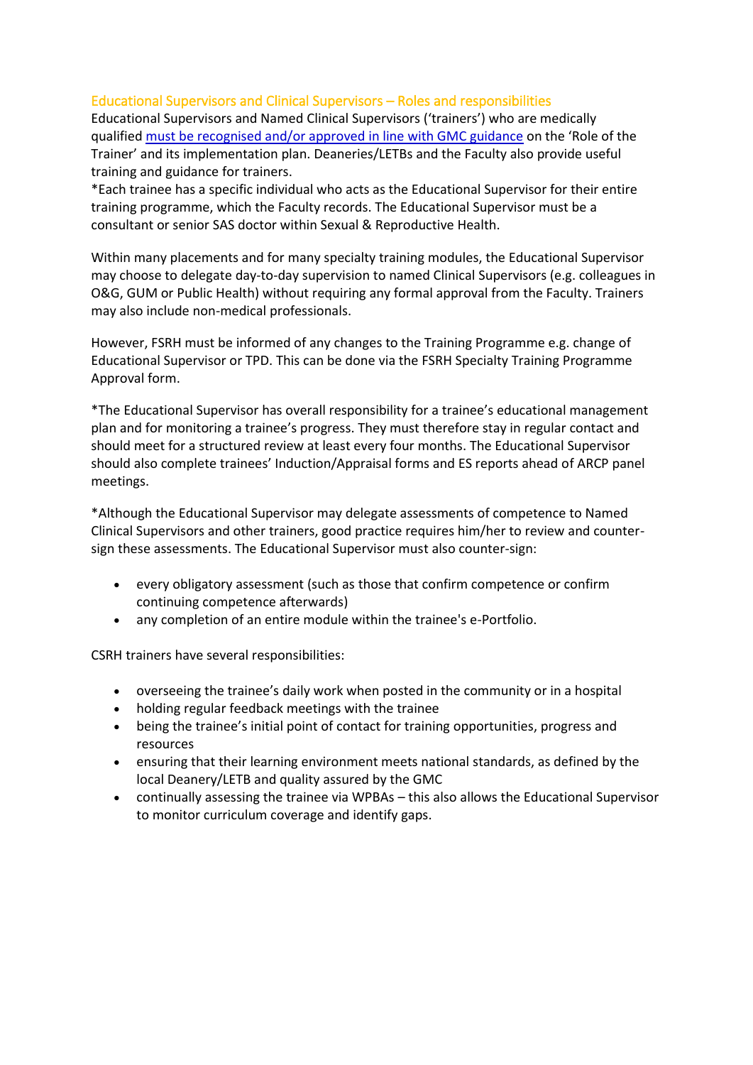## Educational Supervisors and Clinical Supervisors – Roles and responsibilities

Educational Supervisors and Named Clinical Supervisors ('trainers') who are medically qualified [must be recognised and/or approved in line with GMC guidance] on the 'Role of the Trainer' and its implementation plan. Deaneries/LETBs and the Faculty also provide useful training and guidance for trainers.

*Each trainee has a specific individual who acts as the Educational Supervisor for their entire training programme, which the Faculty records. The Educational Supervisor must be a consultant or senior SAS doctor within Sexual & Reproductive Health.

Within many placements and for many specialty training modules, the Educational Supervisor may choose to delegate day-to-day supervision to named Clinical Supervisors (e.g. colleagues in O&G, GUM or Public Health) without requiring any formal approval from the Faculty. Trainers may also include non-medical professionals.

However, FSRH must be informed of any changes to the Training Programme e.g. change of Educational Supervisor or TPD. This can be done via the FSRH Specialty Training Programme Approval form.

*The Educational Supervisor has overall responsibility for a trainee's educational management plan and for monitoring a trainee's progress. They must therefore stay in regular contact and should meet for a structured review at least every four months. The Educational Supervisor should also complete trainees' Induction/Appraisal forms and ES reports ahead of ARCP panel meetings.

*Although the Educational Supervisor may delegate assessments of competence to Named Clinical Supervisors and other trainers, good practice requires him/her to review and counter-sign these assessments. The Educational Supervisor must also counter-sign:

- every obligatory assessment (such as those that confirm competence or confirm continuing competence afterwards)
- any completion of an entire module within the trainee's e-Portfolio.

CSRH trainers have several responsibilities:

- overseeing the trainee's daily work when posted in the community or in a hospital
- holding regular feedback meetings with the trainee
- being the trainee's initial point of contact for training opportunities, progress and resources
- ensuring that their learning environment meets national standards, as defined by the local Deanery/LETB and quality assured by the GMC
- continually assessing the trainee via WPBAs – this also allows the Educational Supervisor to monitor curriculum coverage and identify gaps.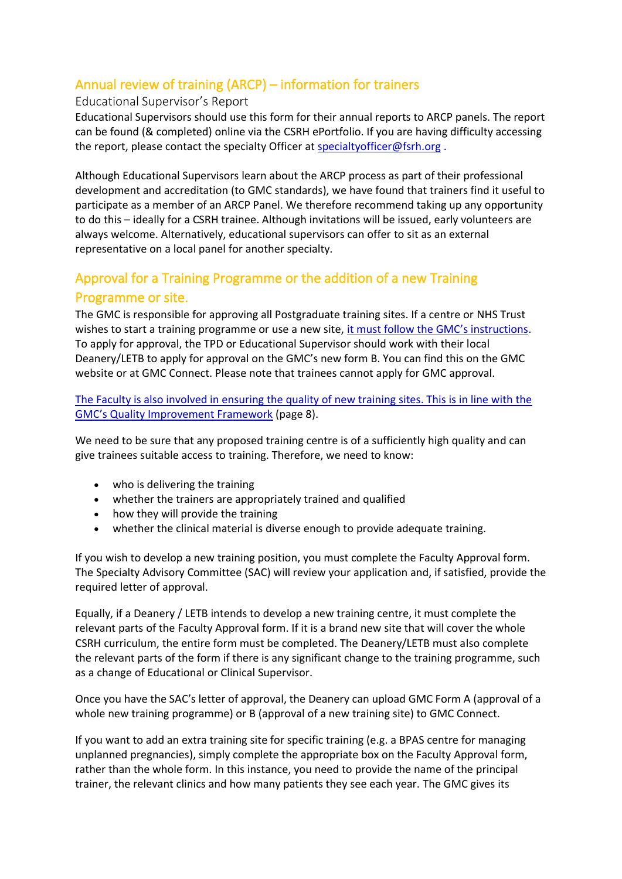## Annual review of training (ARCP) – information for trainers

### Educational Supervisor's Report

Educational Supervisors should use this form for their annual reports to ARCP panels. The report can be found (& completed) online via the CSRH ePortfolio. If you are having difficulty accessing the report, please contact the specialty Officer at specialtyofficer@fsrh.org .

Although Educational Supervisors learn about the ARCP process as part of their professional development and accreditation (to GMC standards), we have found that trainers find it useful to participate as a member of an ARCP Panel. We therefore recommend taking up any opportunity to do this – ideally for a CSRH trainee. Although invitations will be issued, early volunteers are always welcome. Alternatively, educational supervisors can offer to sit as an external representative on a local panel for another specialty.

## Approval for a Training Programme or the addition of a new Training Programme or site.

The GMC is responsible for approving all Postgraduate training sites. If a centre or NHS Trust wishes to start a training programme or use a new site, it must follow the GMC's instructions. To apply for approval, the TPD or Educational Supervisor should work with their local Deanery/LETB to apply for approval on the GMC's new form B. You can find this on the GMC website or at GMC Connect. Please note that trainees cannot apply for GMC approval.

The Faculty is also involved in ensuring the quality of new training sites. This is in line with the GMC's Quality Improvement Framework (page 8).

We need to be sure that any proposed training centre is of a sufficiently high quality and can give trainees suitable access to training. Therefore, we need to know:

- who is delivering the training
- whether the trainers are appropriately trained and qualified
- how they will provide the training
- whether the clinical material is diverse enough to provide adequate training.

If you wish to develop a new training position, you must complete the Faculty Approval form. The Specialty Advisory Committee (SAC) will review your application and, if satisfied, provide the required letter of approval.

Equally, if a Deanery / LETB intends to develop a new training centre, it must complete the relevant parts of the Faculty Approval form. If it is a brand new site that will cover the whole CSRH curriculum, the entire form must be completed. The Deanery/LETB must also complete the relevant parts of the form if there is any significant change to the training programme, such as a change of Educational or Clinical Supervisor.

Once you have the SAC's letter of approval, the Deanery can upload GMC Form A (approval of a whole new training programme) or B (approval of a new training site) to GMC Connect.

If you want to add an extra training site for specific training (e.g. a BPAS centre for managing unplanned pregnancies), simply complete the appropriate box on the Faculty Approval form, rather than the whole form. In this instance, you need to provide the name of the principal trainer, the relevant clinics and how many patients they see each year. The GMC gives its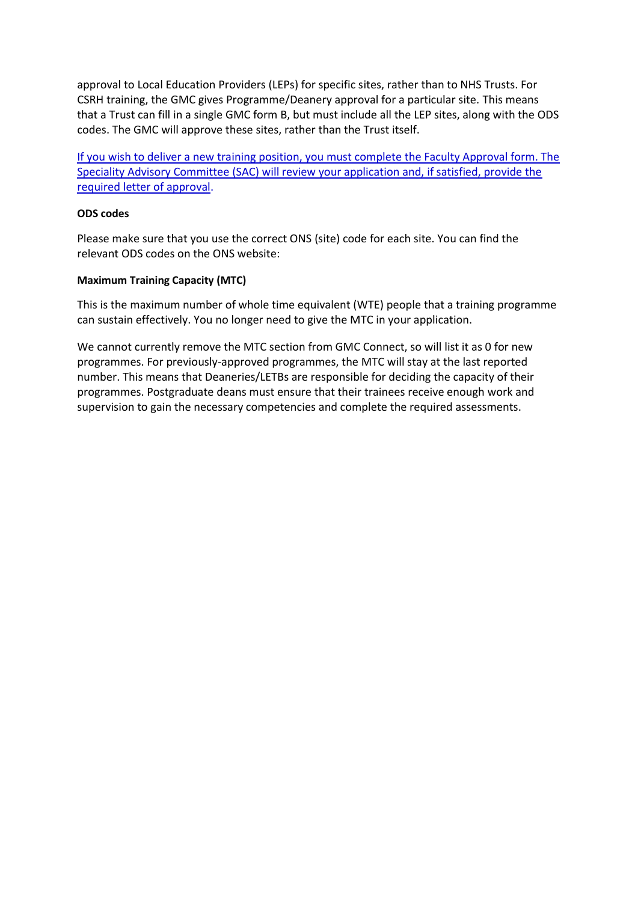approval to Local Education Providers (LEPs) for specific sites, rather than to NHS Trusts. For CSRH training, the GMC gives Programme/Deanery approval for a particular site. This means that a Trust can fill in a single GMC form B, but must include all the LEP sites, along with the ODS codes. The GMC will approve these sites, rather than the Trust itself.

If you wish to deliver a new training position, you must complete the Faculty Approval form. The Speciality Advisory Committee (SAC) will review your application and, if satisfied, provide the required letter of approval.

**ODS codes**

Please make sure that you use the correct ONS (site) code for each site. You can find the relevant ODS codes on the ONS website:

**Maximum Training Capacity (MTC)**

This is the maximum number of whole time equivalent (WTE) people that a training programme can sustain effectively. You no longer need to give the MTC in your application.

We cannot currently remove the MTC section from GMC Connect, so will list it as 0 for new programmes. For previously-approved programmes, the MTC will stay at the last reported number. This means that Deaneries/LETBs are responsible for deciding the capacity of their programmes. Postgraduate deans must ensure that their trainees receive enough work and supervision to gain the necessary competencies and complete the required assessments.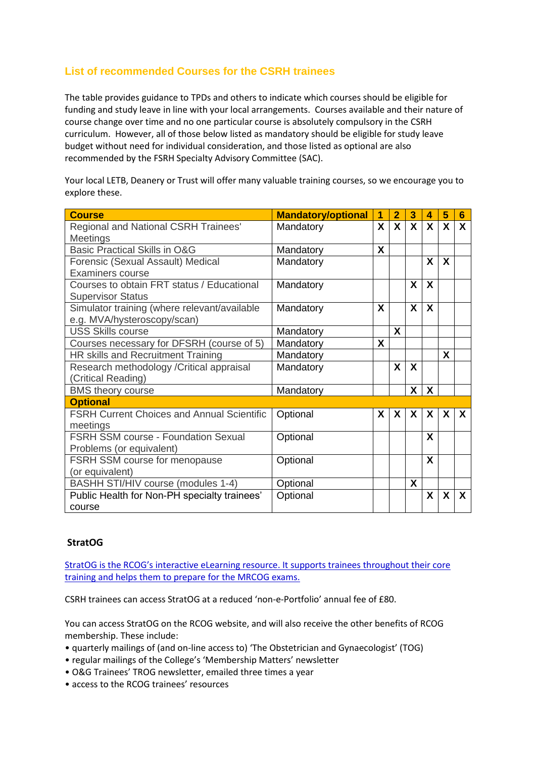## List of recommended Courses for the CSRH trainees

The table provides guidance to TPDs and others to indicate which courses should be eligible for funding and study leave in line with your local arrangements. Courses available and their nature of course change over time and no one particular course is absolutely compulsory in the CSRH curriculum. However, all of those below listed as mandatory should be eligible for study leave budget without need for individual consideration, and those listed as optional are also recommended by the FSRH Specialty Advisory Committee (SAC).

Your local LETB, Deanery or Trust will offer many valuable training courses, so we encourage you to explore these.

| Course | Mandatory/optional | 1 | 2 | 3 | 4 | 5 | 6 |
|---|---|---|---|---|---|---|---|
| Regional and National CSRH Trainees' Meetings | Mandatory | X | X | X | X | X | X |
| Basic Practical Skills in O&G | Mandatory | X | | | | | |
| Forensic (Sexual Assault) Medical Examiners course | Mandatory | | | | X | X | |
| Courses to obtain FRT status / Educational Supervisor Status | Mandatory | | | X | X | | |
| Simulator training (where relevant/available e.g. MVA/hysteroscopy/scan) | Mandatory | X | | X | X | | |
| USS Skills course | Mandatory | | X | | | | |
| Courses necessary for DFSRH (course of 5) | Mandatory | X | | | | | |
| HR skills and Recruitment Training | Mandatory | | | | | X | |
| Research methodology /Critical appraisal (Critical Reading) | Mandatory | | X | X | | | |
| BMS theory course | Mandatory | | | X | X | | |
| **Optional** | | | | | | | |
| FSRH Current Choices and Annual Scientific meetings | Optional | X | X | X | X | X | X |
| FSRH SSM course - Foundation Sexual Problems (or equivalent) | Optional | | | | X | | |
| FSRH SSM course for menopause (or equivalent) | Optional | | | | X | | |
| BASHH STI/HIV course (modules 1-4) | Optional | | | X | | | |
| Public Health for Non-PH specialty trainees' course | Optional | | | | X | X | X |

### StratOG

StratOG is the RCOG's interactive eLearning resource. It supports trainees throughout their core training and helps them to prepare for the MRCOG exams.

CSRH trainees can access StratOG at a reduced 'non-e-Portfolio' annual fee of £80.

You can access StratOG on the RCOG website, and will also receive the other benefits of RCOG membership. These include:

- quarterly mailings of (and on-line access to) 'The Obstetrician and Gynaecologist' (TOG)
- regular mailings of the College's 'Membership Matters' newsletter
- O&G Trainees' TROG newsletter, emailed three times a year
- access to the RCOG trainees' resources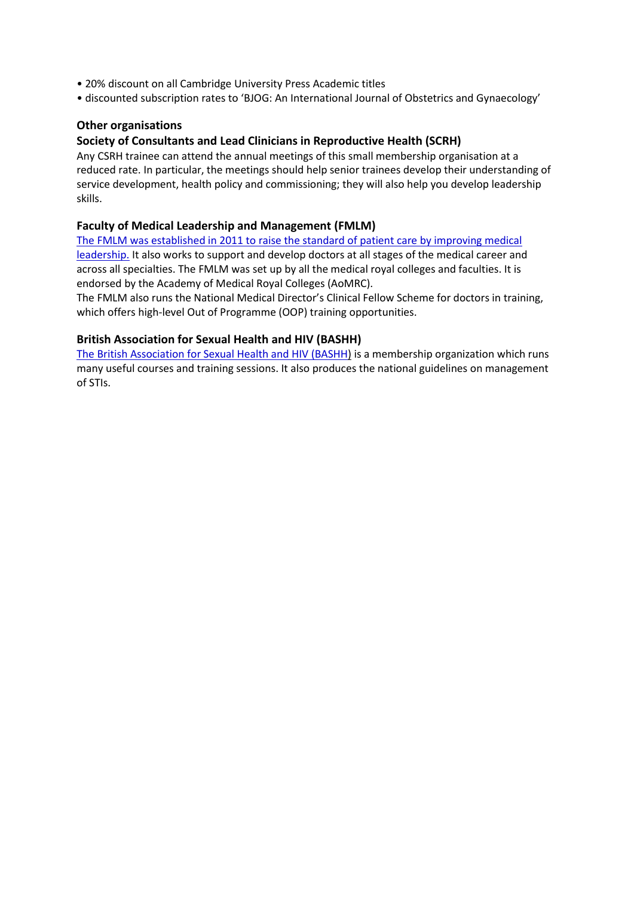- 20% discount on all Cambridge University Press Academic titles
- discounted subscription rates to 'BJOG: An International Journal of Obstetrics and Gynaecology'

### Other organisations

### Society of Consultants and Lead Clinicians in Reproductive Health (SCRH)

Any CSRH trainee can attend the annual meetings of this small membership organisation at a reduced rate. In particular, the meetings should help senior trainees develop their understanding of service development, health policy and commissioning; they will also help you develop leadership skills.

### Faculty of Medical Leadership and Management (FMLM)

The FMLM was established in 2011 to raise the standard of patient care by improving medical leadership. It also works to support and develop doctors at all stages of the medical career and across all specialties. The FMLM was set up by all the medical royal colleges and faculties. It is endorsed by the Academy of Medical Royal Colleges (AoMRC).

The FMLM also runs the National Medical Director's Clinical Fellow Scheme for doctors in training, which offers high-level Out of Programme (OOP) training opportunities.

### British Association for Sexual Health and HIV (BASHH)

The British Association for Sexual Health and HIV (BASHH) is a membership organization which runs many useful courses and training sessions. It also produces the national guidelines on management of STIs.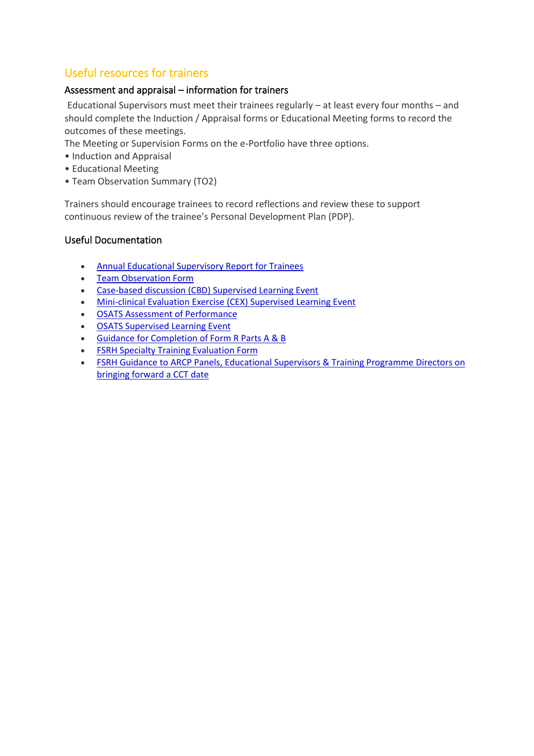## Useful resources for trainers

### Assessment and appraisal – information for trainers

Educational Supervisors must meet their trainees regularly – at least every four months – and should complete the Induction / Appraisal forms or Educational Meeting forms to record the outcomes of these meetings.

The Meeting or Supervision Forms on the e-Portfolio have three options.

- Induction and Appraisal
- Educational Meeting
- Team Observation Summary (TO2)

Trainers should encourage trainees to record reflections and review these to support continuous review of the trainee's Personal Development Plan (PDP).

### Useful Documentation

- Annual Educational Supervisory Report for Trainees
- Team Observation Form
- Case-based discussion (CBD) Supervised Learning Event
- Mini-clinical Evaluation Exercise (CEX) Supervised Learning Event
- OSATS Assessment of Performance
- OSATS Supervised Learning Event
- Guidance for Completion of Form R Parts A & B
- FSRH Specialty Training Evaluation Form
- FSRH Guidance to ARCP Panels, Educational Supervisors & Training Programme Directors on bringing forward a CCT date